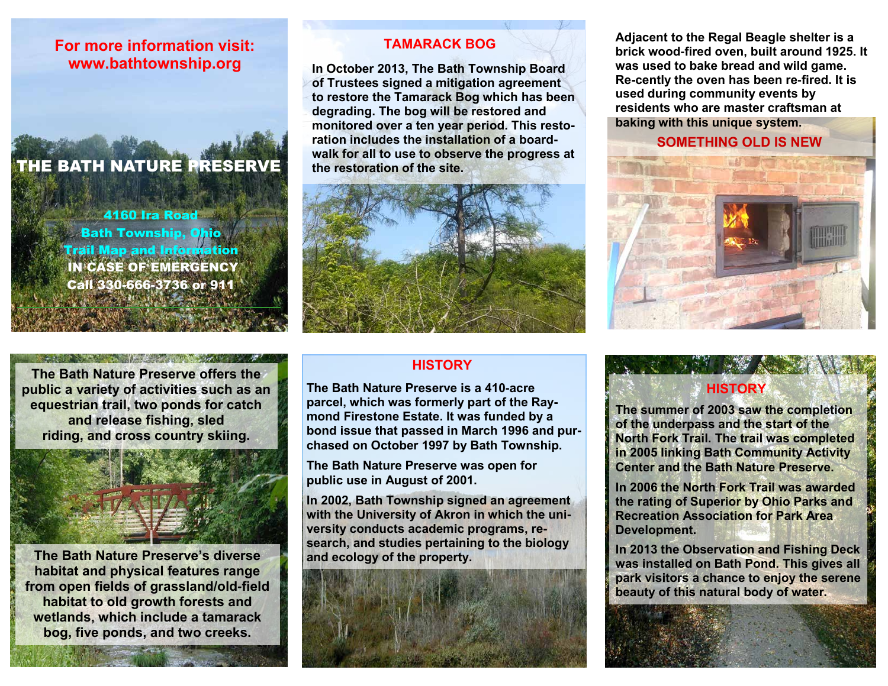For more information visit:
www.bathtownship.org

# THE BATH NATURE PRESERVE

4160 Ira Road
Bath Township, Ohio
Trail Map and Information
IN CASE OF EMERGENCY
Call 330-666-3736 or 911

## TAMARACK BOG

In October 2013, The Bath Township Board of Trustees signed a mitigation agreement to restore the Tamarack Bog which has been degrading. The bog will be restored and monitored over a ten year period. This restoration includes the installation of a boardwalk for all to use to observe the progress at the restoration of the site.

Adjacent to the Regal Beagle shelter is a brick wood-fired oven, built around 1925. It was used to bake bread and wild game. Re-cently the oven has been re-fired. It is used during community events by residents who are master craftsman at baking with this unique system.

## SOMETHING OLD IS NEW

The Bath Nature Preserve offers the public a variety of activities such as an equestrian trail, two ponds for catch and release fishing, sled riding, and cross country skiing.

The Bath Nature Preserve's diverse habitat and physical features range from open fields of grassland/old-field habitat to old growth forests and wetlands, which include a tamarack bog, five ponds, and two creeks.

## HISTORY

The Bath Nature Preserve is a 410-acre parcel, which was formerly part of the Raymond Firestone Estate. It was funded by a bond issue that passed in March 1996 and purchased on October 1997 by Bath Township.

The Bath Nature Preserve was open for public use in August of 2001.

In 2002, Bath Township signed an agreement with the University of Akron in which the university conducts academic programs, research, and studies pertaining to the biology and ecology of the property.

## HISTORY

The summer of 2003 saw the completion of the underpass and the start of the North Fork Trail. The trail was completed in 2005 linking Bath Community Activity Center and the Bath Nature Preserve.

In 2006 the North Fork Trail was awarded the rating of Superior by Ohio Parks and Recreation Association for Park Area Development.

In 2013 the Observation and Fishing Deck was installed on Bath Pond. This gives all park visitors a chance to enjoy the serene beauty of this natural body of water.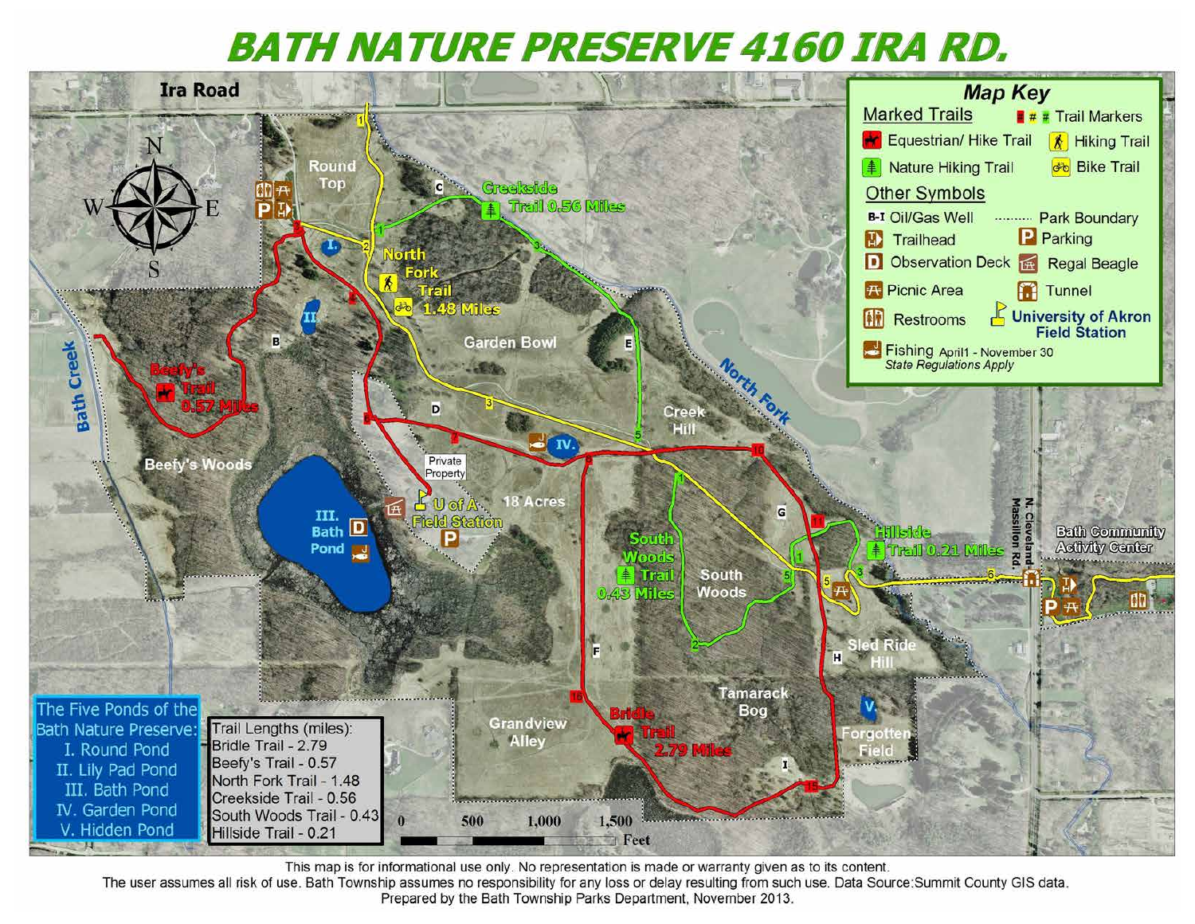# BATH NATURE PRESERVE 4160 IRA RD.

## Map Key

**Marked Trails**

- Trail Markers
- Equestrian/ Hike Trail
- Hiking Trail
- Nature Hiking Trail
- Bike Trail

**Other Symbols**

- B-I Oil/Gas Well
- Park Boundary
- Trailhead
- Parking
- Observation Deck
- Regal Beagle
- Picnic Area
- Tunnel
- Restrooms
- University of Akron Field Station
- Fishing April1 - November 30
  *State Regulations Apply*

Ira Road

Round Top

Creekside Trail 0.56 Miles

North Fork Trail 1.48 Miles

Garden Bowl

Beefy's Trail 0.57 Miles

Beefy's Woods

Bath Creek

North Fork

Creek Hill

Private Property

U of A Field Station

18 Acres

III. Bath Pond

South Woods Trail 0.43 Miles

South Woods

Hillside Trail 0.21 Miles

N. Cleveland-Massillon Rd.

Bath Community Activity Center

Sled Ride Hill

Grandview Alley

Bridle Trail 2.79 Miles

Tamarack Bog

Forgotten Field

**The Five Ponds of the Bath Nature Preserve:**

I. Round Pond
II. Lily Pad Pond
III. Bath Pond
IV. Garden Pond
V. Hidden Pond

| Trail Lengths (miles): | |
|---|---|
| Bridle Trail | 2.79 |
| Beefy's Trail | 0.57 |
| North Fork Trail | 1.48 |
| Creekside Trail | 0.56 |
| South Woods Trail | 0.43 |
| Hillside Trail | 0.21 |

0 500 1,000 1,500 Feet

This map is for informational use only. No representation is made or warranty given as to its content.
The user assumes all risk of use. Bath Township assumes no responsibility for any loss or delay resulting from such use. Data Source:Summit County GIS data.
Prepared by the Bath Township Parks Department, November 2013.